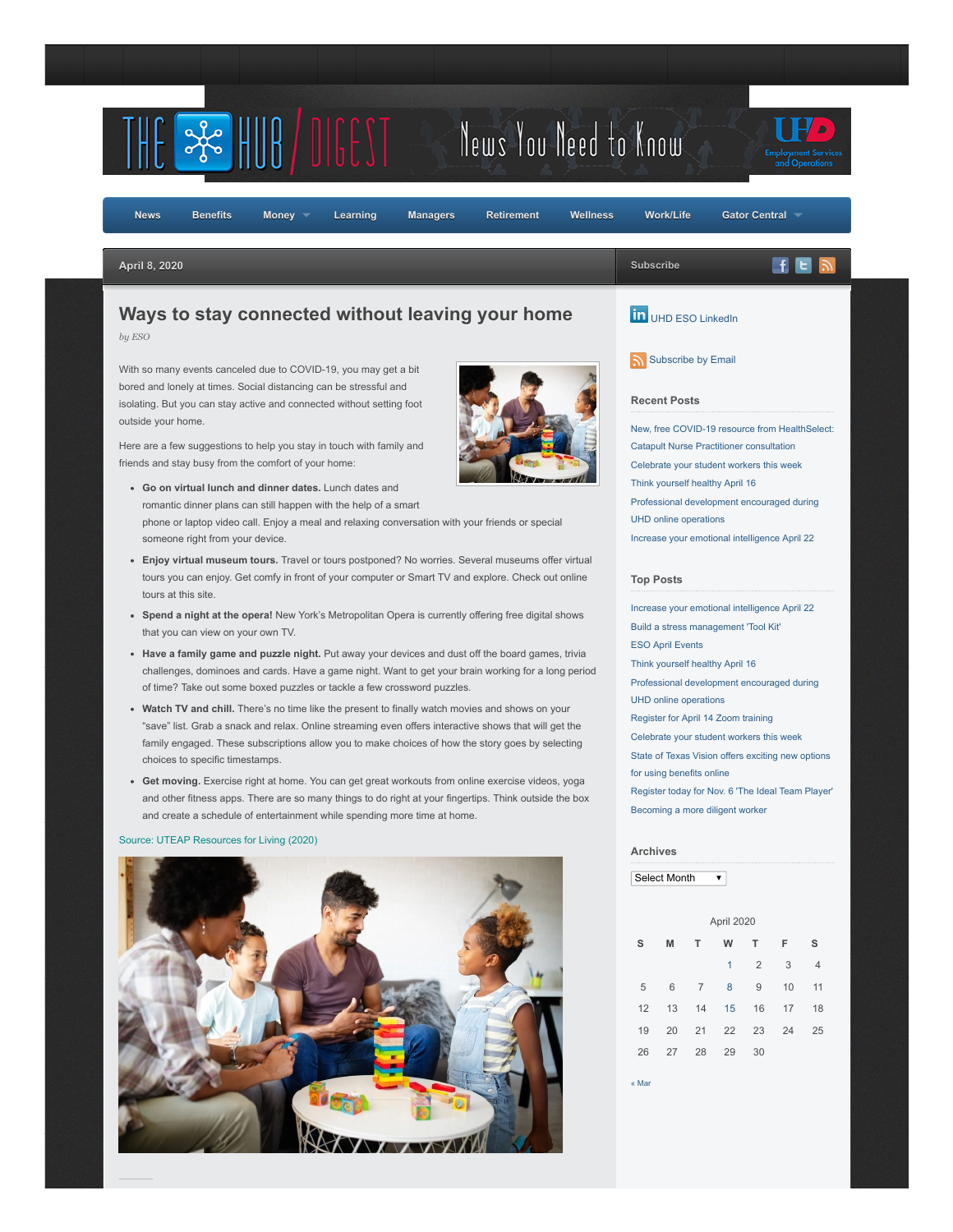THE HUB / DIGEST — News You Need to Know

UHD Employment Services and Operations

News | Benefits | Money | Learning | Managers | Retirement | Wellness | Work/Life | Gator Central

April 8, 2020

# Ways to stay connected without leaving your home

*by ESO*

With so many events canceled due to COVID-19, you may get a bit bored and lonely at times. Social distancing can be stressful and isolating. But you can stay active and connected without setting foot outside your home.

Here are a few suggestions to help you stay in touch with family and friends and stay busy from the comfort of your home:

- **Go on virtual lunch and dinner dates.** Lunch dates and romantic dinner plans can still happen with the help of a smart phone or laptop video call. Enjoy a meal and relaxing conversation with your friends or special someone right from your device.
- **Enjoy virtual museum tours.** Travel or tours postponed? No worries. Several museums offer virtual tours you can enjoy. Get comfy in front of your computer or Smart TV and explore. Check out online tours at this site.
- **Spend a night at the opera!** New York's Metropolitan Opera is currently offering free digital shows that you can view on your own TV.
- **Have a family game and puzzle night.** Put away your devices and dust off the board games, trivia challenges, dominoes and cards. Have a game night. Want to get your brain working for a long period of time? Take out some boxed puzzles or tackle a few crossword puzzles.
- **Watch TV and chill.** There's no time like the present to finally watch movies and shows on your "save" list. Grab a snack and relax. Online streaming even offers interactive shows that will get the family engaged. These subscriptions allow you to make choices of how the story goes by selecting choices to specific timestamps.
- **Get moving.** Exercise right at home. You can get great workouts from online exercise videos, yoga and other fitness apps. There are so many things to do right at your fingertips. Think outside the box and create a schedule of entertainment while spending more time at home.

Source: UTEAP Resources for Living (2020)

---

Subscribe

UHD ESO LinkedIn

Subscribe by Email

### Recent Posts

- New, free COVID-19 resource from HealthSelect: Catapult Nurse Practitioner consultation
- Celebrate your student workers this week
- Think yourself healthy April 16
- Professional development encouraged during UHD online operations
- Increase your emotional intelligence April 22

### Top Posts

- Increase your emotional intelligence April 22
- Build a stress management 'Tool Kit'
- ESO April Events
- Think yourself healthy April 16
- Professional development encouraged during UHD online operations
- Register for April 14 Zoom training
- Celebrate your student workers this week
- State of Texas Vision offers exciting new options for using benefits online
- Register today for Nov. 6 'The Ideal Team Player'
- Becoming a more diligent worker

### Archives

Select Month

April 2020

| S | M | T | W | T | F | S |
|---|---|---|---|---|---|---|
| | | | 1 | 2 | 3 | 4 |
| 5 | 6 | 7 | 8 | 9 | 10 | 11 |
| 12 | 13 | 14 | 15 | 16 | 17 | 18 |
| 19 | 20 | 21 | 22 | 23 | 24 | 25 |
| 26 | 27 | 28 | 29 | 30 | | |

« Mar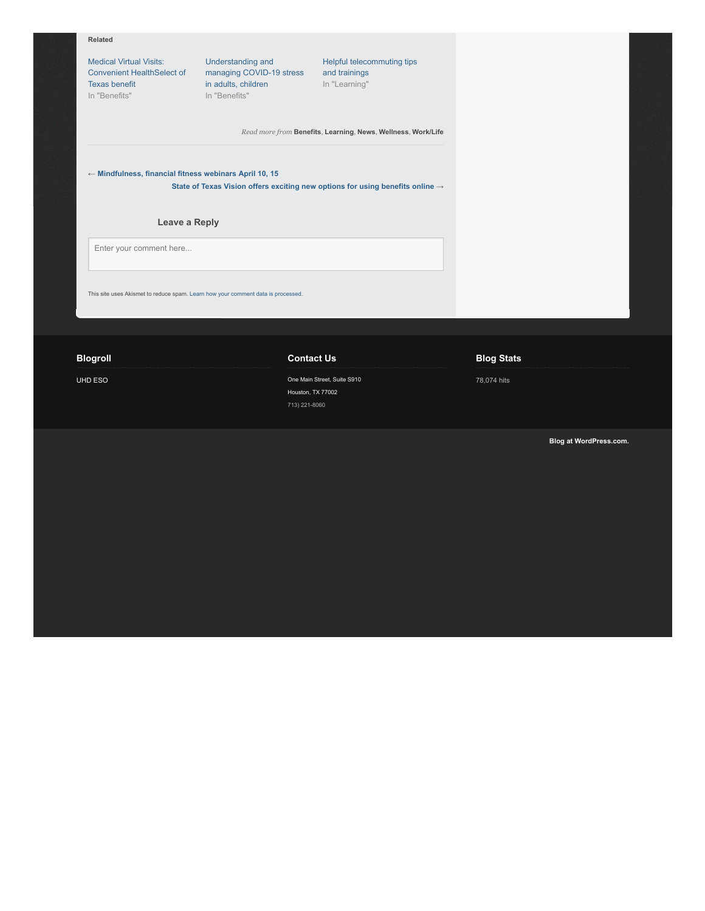**Related**

Medical Virtual Visits: Convenient HealthSelect of Texas benefit
In "Benefits"

Understanding and managing COVID-19 stress in adults, children
In "Benefits"

Helpful telecommuting tips and trainings
In "Learning"

*Read more from* **Benefits**, **Learning**, **News**, **Wellness**, **Work/Life**

← **Mindfulness, financial fitness webinars April 10, 15**

**State of Texas Vision offers exciting new options for using benefits online** →

### Leave a Reply

Enter your comment here...

This site uses Akismet to reduce spam. Learn how your comment data is processed.

### Blogroll

UHD ESO

### Contact Us

One Main Street, Suite S910

Houston, TX 77002

713) 221-8060

### Blog Stats

78,074 hits

**Blog at WordPress.com.**